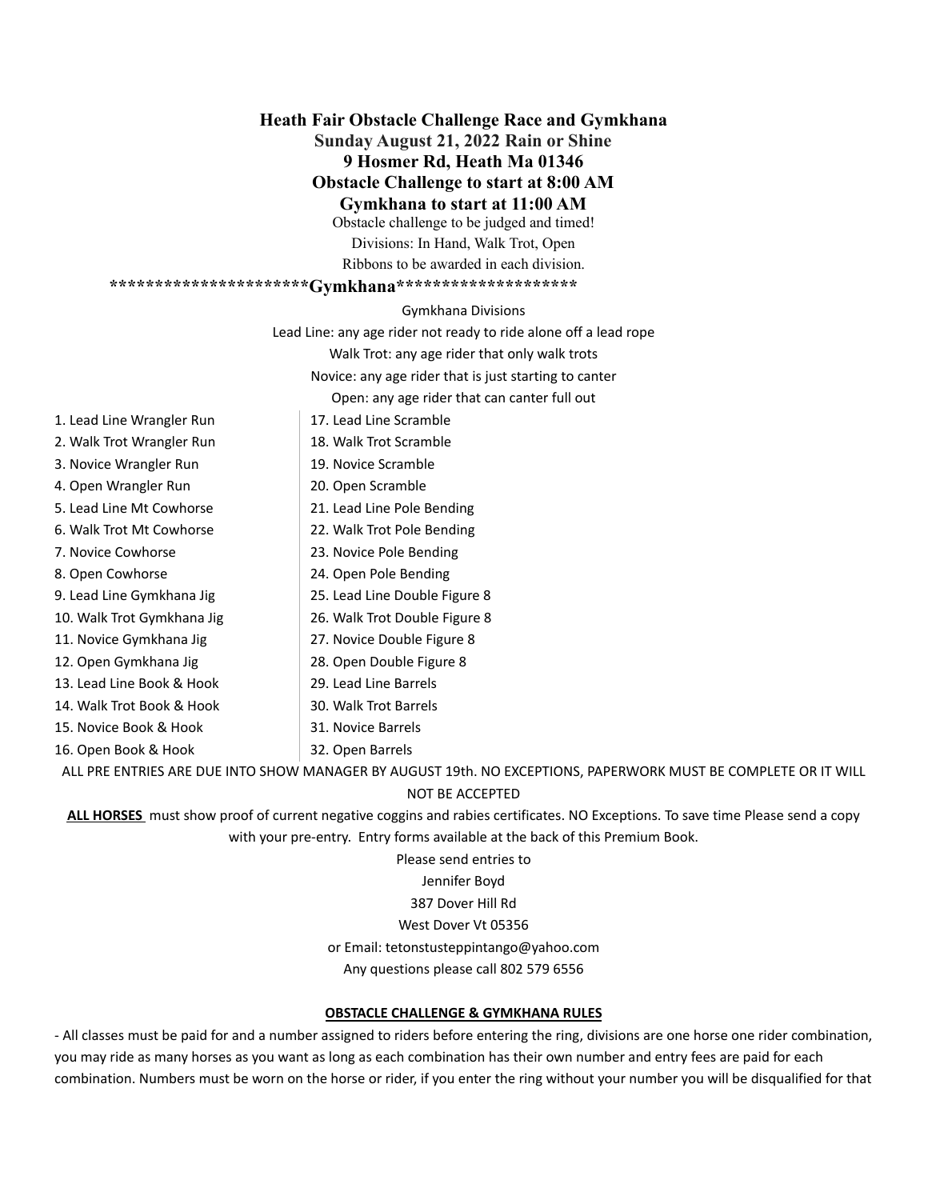# Heath Fair Obstacle Challenge Race and Gymkhana

**Sunday August 21, 2022 Rain or Shine**

**9 Hosmer Rd, Heath Ma 01346**

**Obstacle Challenge to start at 8:00 AM**

**Gymkhana to start at 11:00 AM**

Obstacle challenge to be judged and timed!

Divisions: In Hand, Walk Trot, Open

Ribbons to be awarded in each division.

## *********************Gymkhana********************

Gymkhana Divisions

Lead Line: any age rider not ready to ride alone off a lead rope

Walk Trot: any age rider that only walk trots

Novice: any age rider that is just starting to canter

Open: any age rider that can canter full out

1. Lead Line Wrangler Run
2. Walk Trot Wrangler Run
3. Novice Wrangler Run
4. Open Wrangler Run
5. Lead Line Mt Cowhorse
6. Walk Trot Mt Cowhorse
7. Novice Cowhorse
8. Open Cowhorse
9. Lead Line Gymkhana Jig
10. Walk Trot Gymkhana Jig
11. Novice Gymkhana Jig
12. Open Gymkhana Jig
13. Lead Line Book & Hook
14. Walk Trot Book & Hook
15. Novice Book & Hook
16. Open Book & Hook
17. Lead Line Scramble
18. Walk Trot Scramble
19. Novice Scramble
20. Open Scramble
21. Lead Line Pole Bending
22. Walk Trot Pole Bending
23. Novice Pole Bending
24. Open Pole Bending
25. Lead Line Double Figure 8
26. Walk Trot Double Figure 8
27. Novice Double Figure 8
28. Open Double Figure 8
29. Lead Line Barrels
30. Walk Trot Barrels
31. Novice Barrels
32. Open Barrels

ALL PRE ENTRIES ARE DUE INTO SHOW MANAGER BY AUGUST 19th. NO EXCEPTIONS, PAPERWORK MUST BE COMPLETE OR IT WILL NOT BE ACCEPTED

**ALL HORSES** must show proof of current negative coggins and rabies certificates. NO Exceptions. To save time Please send a copy with your pre-entry. Entry forms available at the back of this Premium Book.

Please send entries to

Jennifer Boyd

387 Dover Hill Rd

West Dover Vt 05356

or Email: tetonstusteppintango@yahoo.com

Any questions please call 802 579 6556

## OBSTACLE CHALLENGE & GYMKHANA RULES

- All classes must be paid for and a number assigned to riders before entering the ring, divisions are one horse one rider combination, you may ride as many horses as you want as long as each combination has their own number and entry fees are paid for each combination. Numbers must be worn on the horse or rider, if you enter the ring without your number you will be disqualified for that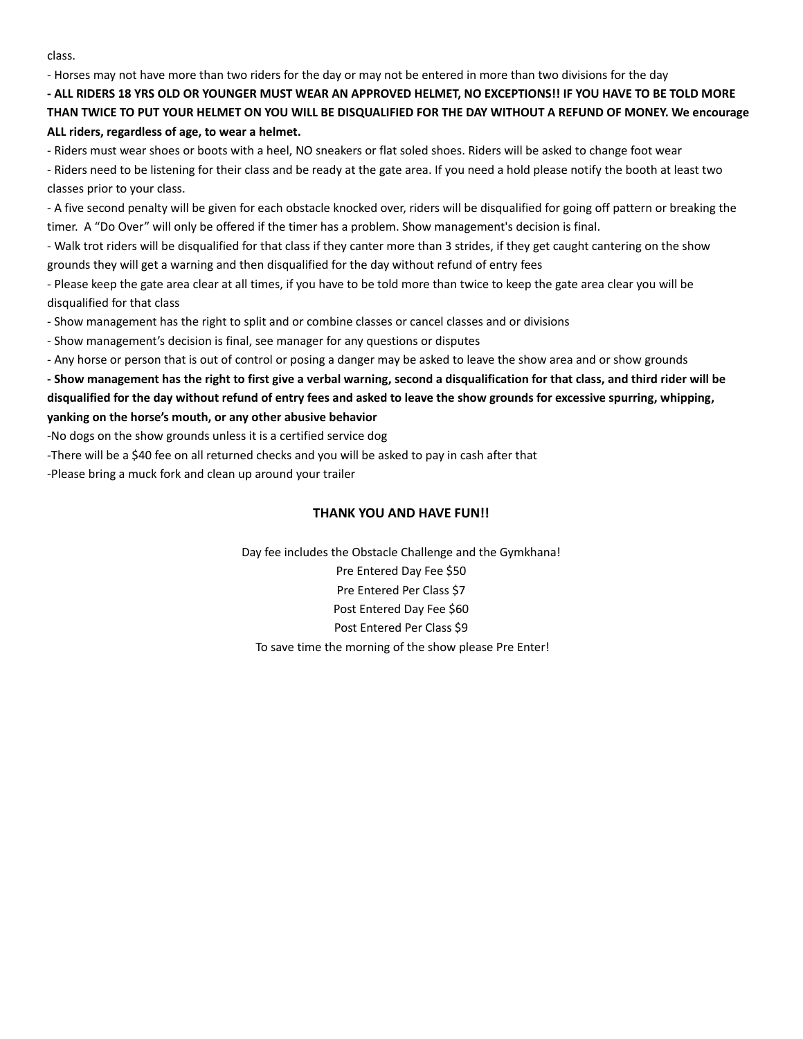class.

- Horses may not have more than two riders for the day or may not be entered in more than two divisions for the day
- **ALL RIDERS 18 YRS OLD OR YOUNGER MUST WEAR AN APPROVED HELMET, NO EXCEPTIONS!! IF YOU HAVE TO BE TOLD MORE THAN TWICE TO PUT YOUR HELMET ON YOU WILL BE DISQUALIFIED FOR THE DAY WITHOUT A REFUND OF MONEY. We encourage ALL riders, regardless of age, to wear a helmet.**
- Riders must wear shoes or boots with a heel, NO sneakers or flat soled shoes. Riders will be asked to change foot wear
- Riders need to be listening for their class and be ready at the gate area. If you need a hold please notify the booth at least two classes prior to your class.
- A five second penalty will be given for each obstacle knocked over, riders will be disqualified for going off pattern or breaking the timer. A "Do Over" will only be offered if the timer has a problem. Show management's decision is final.
- Walk trot riders will be disqualified for that class if they canter more than 3 strides, if they get caught cantering on the show grounds they will get a warning and then disqualified for the day without refund of entry fees
- Please keep the gate area clear at all times, if you have to be told more than twice to keep the gate area clear you will be disqualified for that class
- Show management has the right to split and or combine classes or cancel classes and or divisions
- Show management's decision is final, see manager for any questions or disputes
- Any horse or person that is out of control or posing a danger may be asked to leave the show area and or show grounds
- **Show management has the right to first give a verbal warning, second a disqualification for that class, and third rider will be disqualified for the day without refund of entry fees and asked to leave the show grounds for excessive spurring, whipping, yanking on the horse's mouth, or any other abusive behavior**
- No dogs on the show grounds unless it is a certified service dog
- There will be a $40 fee on all returned checks and you will be asked to pay in cash after that
- Please bring a muck fork and clean up around your trailer

**THANK YOU AND HAVE FUN!!**

Day fee includes the Obstacle Challenge and the Gymkhana!

Pre Entered Day Fee $50

Pre Entered Per Class $7

Post Entered Day Fee $60

Post Entered Per Class $9

To save time the morning of the show please Pre Enter!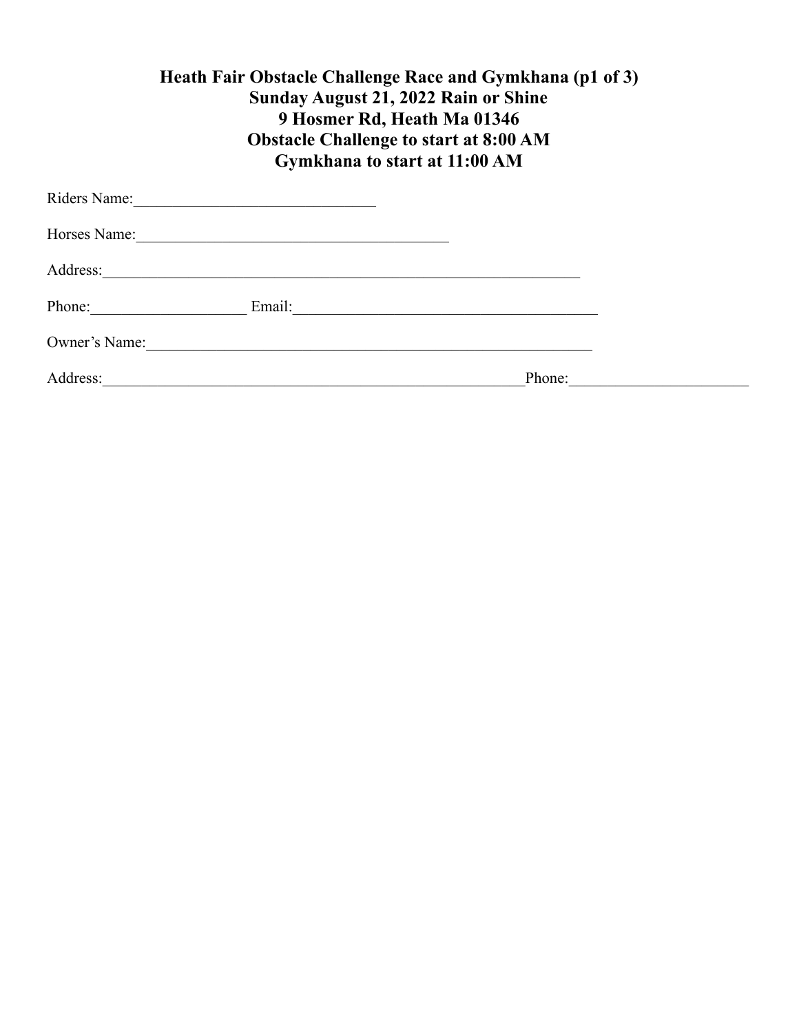# Heath Fair Obstacle Challenge Race and Gymkhana (p1 of 3)
# Sunday August 21, 2022 Rain or Shine
# 9 Hosmer Rd, Heath Ma 01346
# Obstacle Challenge to start at 8:00 AM
# Gymkhana to start at 11:00 AM

Riders Name:_______________________________

Horses Name:________________________________________

Address:_____________________________________________________________

Phone:____________________ Email:_______________________________________

Owner's Name:__________________________________________________________

Address:______________________________________________________Phone:_______________________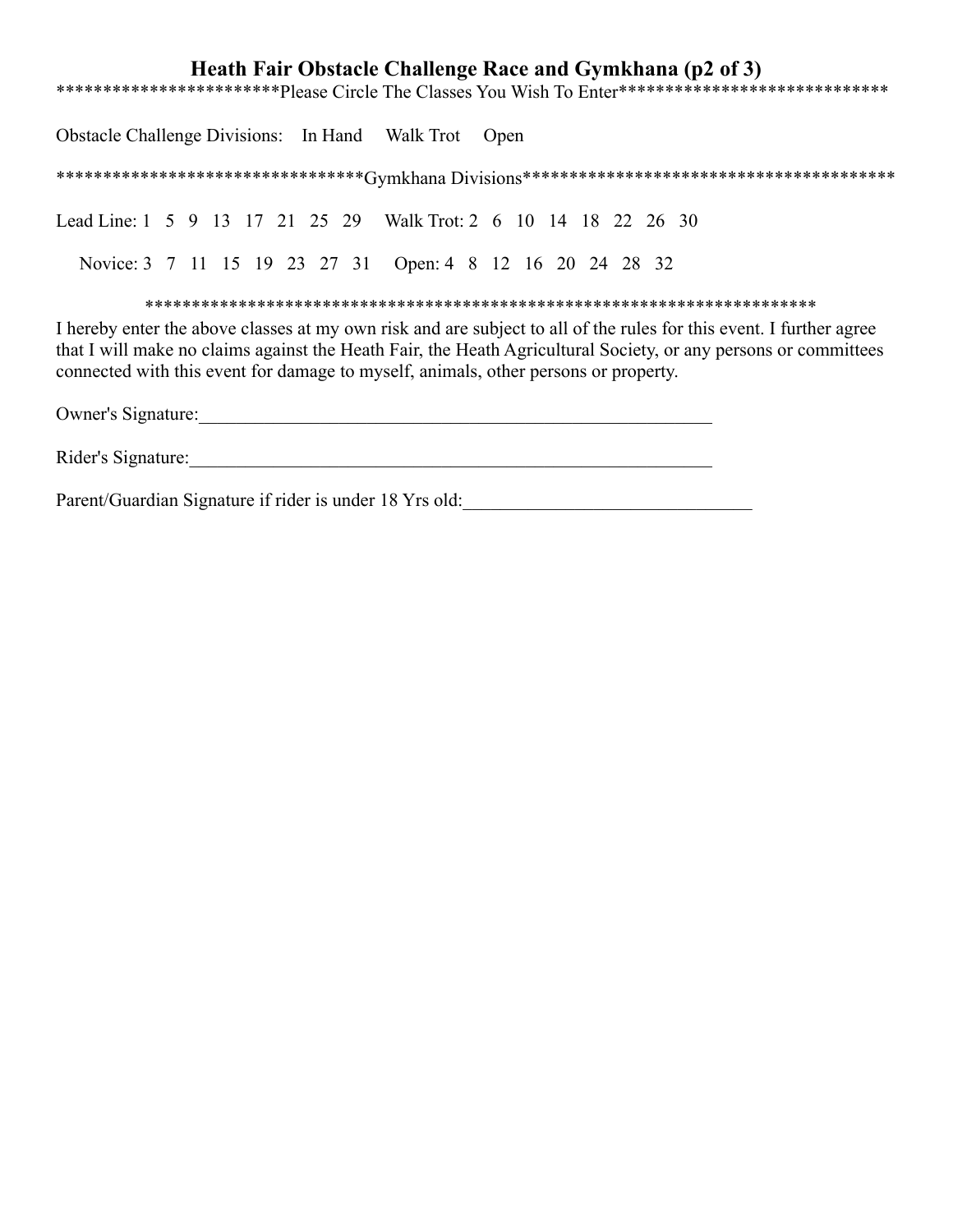# Heath Fair Obstacle Challenge Race and Gymkhana (p2 of 3)

************************Please Circle The Classes You Wish To Enter******************************

Obstacle Challenge Divisions: In Hand Walk Trot Open

*********************************Gymkhana Divisions*****************************************

Lead Line: 1 5 9 13 17 21 25 29 Walk Trot: 2 6 10 14 18 22 26 30

Novice: 3 7 11 15 19 23 27 31 Open: 4 8 12 16 20 24 28 32

**************************************************************************

I hereby enter the above classes at my own risk and are subject to all of the rules for this event. I further agree that I will make no claims against the Heath Fair, the Heath Agricultural Society, or any persons or committees connected with this event for damage to myself, animals, other persons or property.

Owner's Signature:____________________________________________________________

Rider's Signature:_____________________________________________________________

Parent/Guardian Signature if rider is under 18 Yrs old:_______________________________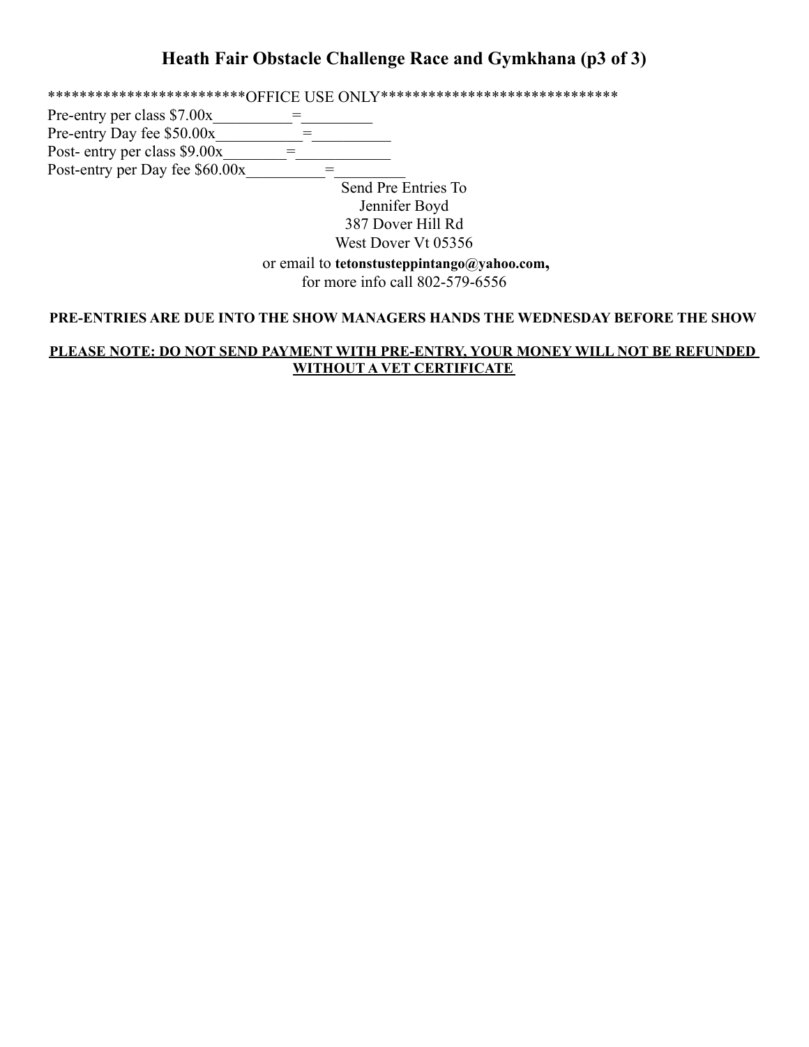# Heath Fair Obstacle Challenge Race and Gymkhana (p3 of 3)

************************OFFICE USE ONLY******************************

Pre-entry per class $7.00x__________=_________

Pre-entry Day fee $50.00x___________=__________

Post- entry per class $9.00x________=____________

Post-entry per Day fee $60.00x__________=_________

Send Pre Entries To
Jennifer Boyd
387 Dover Hill Rd
West Dover Vt 05356

or email to **tetonstusteppintango@yahoo.com,**
for more info call 802-579-6556

**PRE-ENTRIES ARE DUE INTO THE SHOW MANAGERS HANDS THE WEDNESDAY BEFORE THE SHOW**

**<u>PLEASE NOTE: DO NOT SEND PAYMENT WITH PRE-ENTRY, YOUR MONEY WILL NOT BE REFUNDED WITHOUT A VET CERTIFICATE</u>**